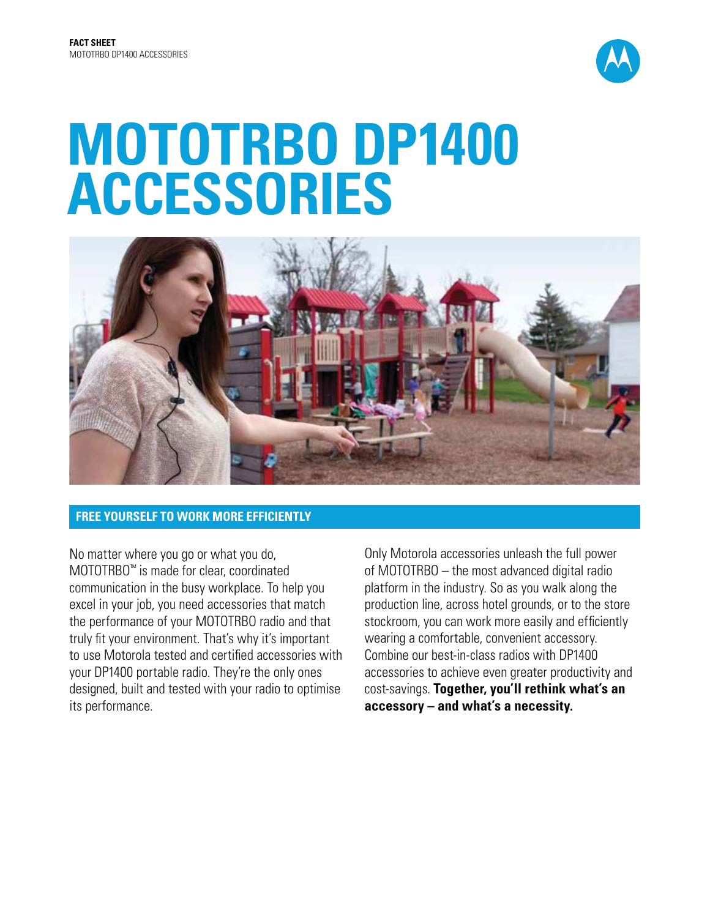**FACT SHEET**
MOTOTRBO DP1400 ACCESSORIES

# MOTOTRBO DP1400 ACCESSORIES

## FREE YOURSELF TO WORK MORE EFFICIENTLY

No matter where you go or what you do, MOTOTRBO™ is made for clear, coordinated communication in the busy workplace. To help you excel in your job, you need accessories that match the performance of your MOTOTRBO radio and that truly fit your environment. That's why it's important to use Motorola tested and certified accessories with your DP1400 portable radio. They're the only ones designed, built and tested with your radio to optimise its performance.

Only Motorola accessories unleash the full power of MOTOTRBO – the most advanced digital radio platform in the industry. So as you walk along the production line, across hotel grounds, or to the store stockroom, you can work more easily and efficiently wearing a comfortable, convenient accessory. Combine our best-in-class radios with DP1400 accessories to achieve even greater productivity and cost-savings. **Together, you'll rethink what's an accessory – and what's a necessity.**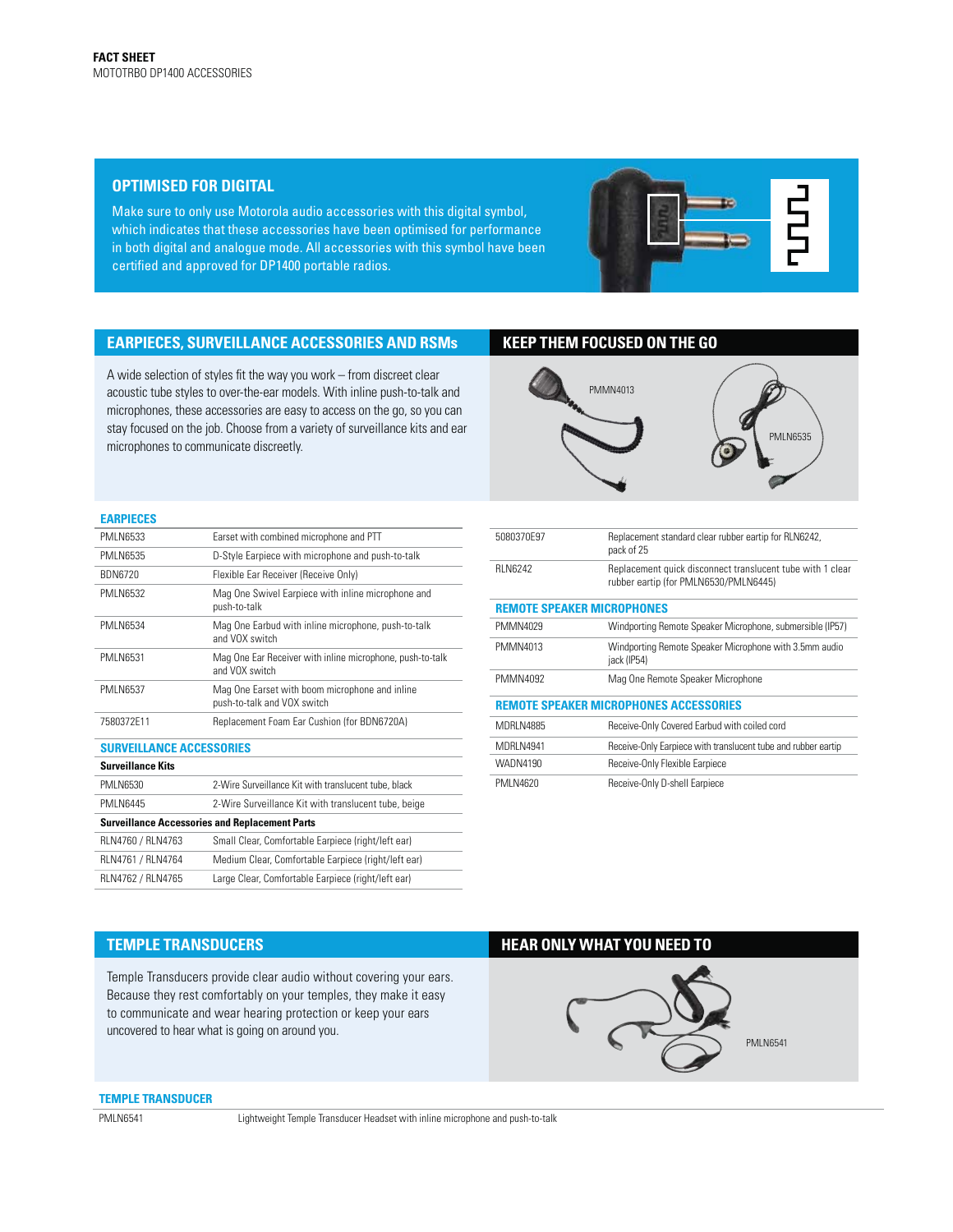## OPTIMISED FOR DIGITAL

Make sure to only use Motorola audio accessories with this digital symbol, which indicates that these accessories have been optimised for performance in both digital and analogue mode. All accessories with this symbol have been certified and approved for DP1400 portable radios.

## EARPIECES, SURVEILLANCE ACCESSORIES AND RSMs

A wide selection of styles fit the way you work – from discreet clear acoustic tube styles to over-the-ear models. With inline push-to-talk and microphones, these accessories are easy to access on the go, so you can stay focused on the job. Choose from a variety of surveillance kits and ear microphones to communicate discreetly.

## KEEP THEM FOCUSED ON THE GO

PMMN4013

PMLN6535

### EARPIECES

| | |
|---|---|
| PMLN6533 | Earset with combined microphone and PTT |
| PMLN6535 | D-Style Earpiece with microphone and push-to-talk |
| BDN6720 | Flexible Ear Receiver (Receive Only) |
| PMLN6532 | Mag One Swivel Earpiece with inline microphone and push-to-talk |
| PMLN6534 | Mag One Earbud with inline microphone, push-to-talk and VOX switch |
| PMLN6531 | Mag One Ear Receiver with inline microphone, push-to-talk and VOX switch |
| PMLN6537 | Mag One Earset with boom microphone and inline push-to-talk and VOX switch |
| 7580372E11 | Replacement Foam Ear Cushion (for BDN6720A) |

### SURVEILLANCE ACCESSORIES

| **Surveillance Kits** | |
|---|---|
| PMLN6530 | 2-Wire Surveillance Kit with translucent tube, black |
| PMLN6445 | 2-Wire Surveillance Kit with translucent tube, beige |
| **Surveillance Accessories and Replacement Parts** | |
| RLN4760 / RLN4763 | Small Clear, Comfortable Earpiece (right/left ear) |
| RLN4761 / RLN4764 | Medium Clear, Comfortable Earpiece (right/left ear) |
| RLN4762 / RLN4765 | Large Clear, Comfortable Earpiece (right/left ear) |
| 5080370E97 | Replacement standard clear rubber eartip for RLN6242, pack of 25 |
| RLN6242 | Replacement quick disconnect translucent tube with 1 clear rubber eartip (for PMLN6530/PMLN6445) |

### REMOTE SPEAKER MICROPHONES

| | |
|---|---|
| PMMN4029 | Windporting Remote Speaker Microphone, submersible (IP57) |
| PMMN4013 | Windporting Remote Speaker Microphone with 3.5mm audio jack (IP54) |
| PMMN4092 | Mag One Remote Speaker Microphone |

### REMOTE SPEAKER MICROPHONES ACCESSORIES

| | |
|---|---|
| MDRLN4885 | Receive-Only Covered Earbud with coiled cord |
| MDRLN4941 | Receive-Only Earpiece with translucent tube and rubber eartip |
| WADN4190 | Receive-Only Flexible Earpiece |
| PMLN4620 | Receive-Only D-shell Earpiece |

## TEMPLE TRANSDUCERS

Temple Transducers provide clear audio without covering your ears. Because they rest comfortably on your temples, they make it easy to communicate and wear hearing protection or keep your ears uncovered to hear what is going on around you.

## HEAR ONLY WHAT YOU NEED TO

PMLN6541

### TEMPLE TRANSDUCER

| | |
|---|---|
| PMLN6541 | Lightweight Temple Transducer Headset with inline microphone and push-to-talk |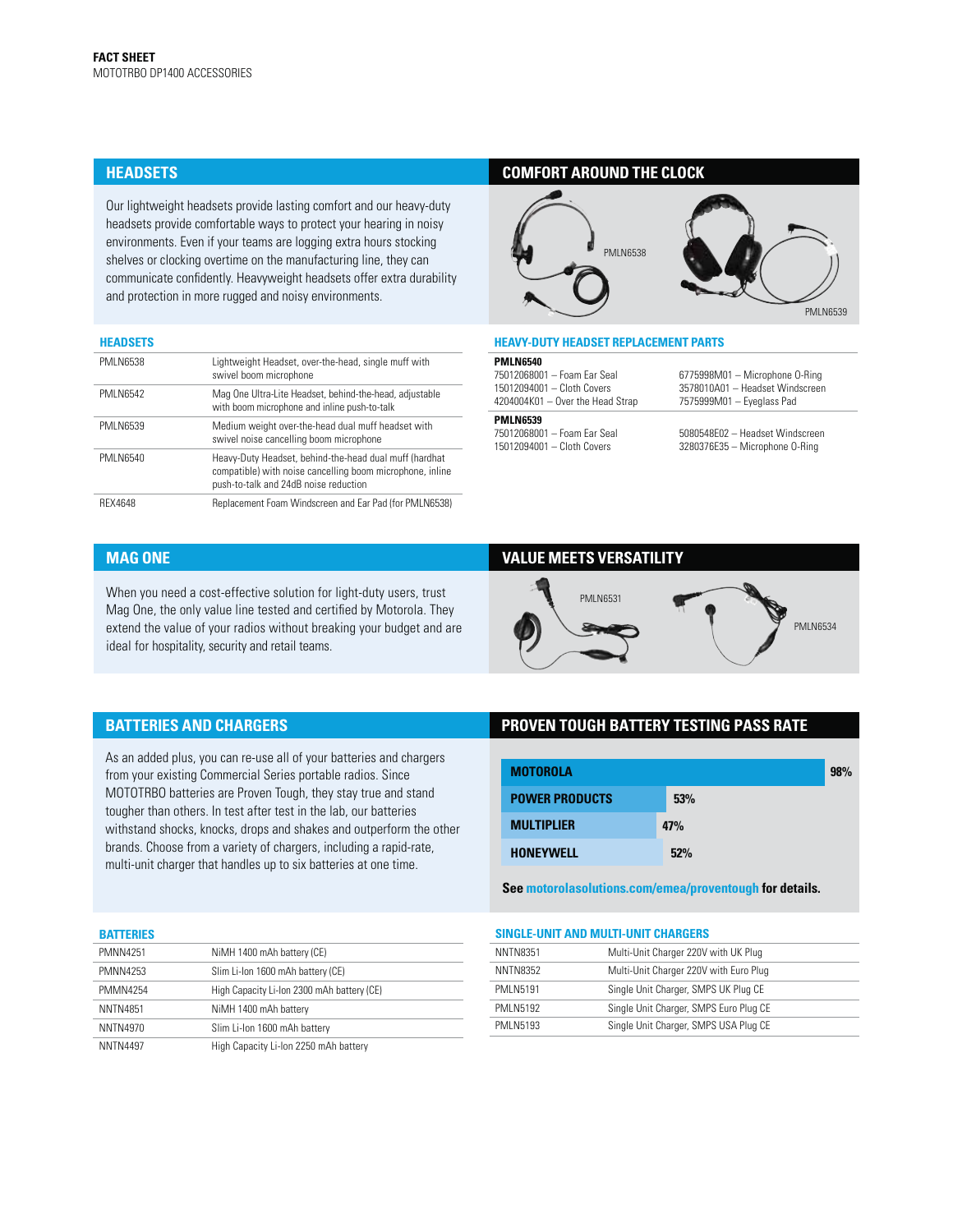**FACT SHEET**
MOTOTRBO DP1400 ACCESSORIES

## HEADSETS

Our lightweight headsets provide lasting comfort and our heavy-duty headsets provide comfortable ways to protect your hearing in noisy environments. Even if your teams are logging extra hours stocking shelves or clocking overtime on the manufacturing line, they can communicate confidently. Heavyweight headsets offer extra durability and protection in more rugged and noisy environments.

## COMFORT AROUND THE CLOCK

PMLN6538

PMLN6539

### HEADSETS

| | |
|---|---|
| PMLN6538 | Lightweight Headset, over-the-head, single muff with swivel boom microphone |
| PMLN6542 | Mag One Ultra-Lite Headset, behind-the-head, adjustable with boom microphone and inline push-to-talk |
| PMLN6539 | Medium weight over-the-head dual muff headset with swivel noise cancelling boom microphone |
| PMLN6540 | Heavy-Duty Headset, behind-the-head dual muff (hardhat compatible) with noise cancelling boom microphone, inline push-to-talk and 24dB noise reduction |
| REX4648 | Replacement Foam Windscreen and Ear Pad (for PMLN6538) |

### HEAVY-DUTY HEADSET REPLACEMENT PARTS

**PMLN6540**

| | |
|---|---|
| 75012068001 – Foam Ear Seal | 6775998M01 – Microphone O-Ring |
| 15012094001 – Cloth Covers | 3578010A01 – Headset Windscreen |
| 4204004K01 – Over the Head Strap | 7575999M01 – Eyeglass Pad |

**PMLN6539**

| | |
|---|---|
| 75012068001 – Foam Ear Seal | 5080548E02 – Headset Windscreen |
| 15012094001 – Cloth Covers | 3280376E35 – Microphone O-Ring |

## MAG ONE

When you need a cost-effective solution for light-duty users, trust Mag One, the only value line tested and certified by Motorola. They extend the value of your radios without breaking your budget and are ideal for hospitality, security and retail teams.

## VALUE MEETS VERSATILITY

PMLN6531

PMLN6534

## BATTERIES AND CHARGERS

As an added plus, you can re-use all of your batteries and chargers from your existing Commercial Series portable radios. Since MOTOTRBO batteries are Proven Tough, they stay true and stand tougher than others. In test after test in the lab, our batteries withstand shocks, knocks, drops and shakes and outperform the other brands. Choose from a variety of chargers, including a rapid-rate, multi-unit charger that handles up to six batteries at one time.

## PROVEN TOUGH BATTERY TESTING PASS RATE

| | |
|---|---|
| **MOTOROLA** | **98%** |
| **POWER PRODUCTS** | **53%** |
| **MULTIPLIER** | **47%** |
| **HONEYWELL** | **52%** |

**See motorolasolutions.com/emea/proventough for details.**

### BATTERIES

| | |
|---|---|
| PMNN4251 | NiMH 1400 mAh battery (CE) |
| PMNN4253 | Slim Li-Ion 1600 mAh battery (CE) |
| PMMN4254 | High Capacity Li-Ion 2300 mAh battery (CE) |
| NNTN4851 | NiMH 1400 mAh battery |
| NNTN4970 | Slim Li-Ion 1600 mAh battery |
| NNTN4497 | High Capacity Li-Ion 2250 mAh battery |

### SINGLE-UNIT AND MULTI-UNIT CHARGERS

| | |
|---|---|
| NNTN8351 | Multi-Unit Charger 220V with UK Plug |
| NNTN8352 | Multi-Unit Charger 220V with Euro Plug |
| PMLN5191 | Single Unit Charger, SMPS UK Plug CE |
| PMLN5192 | Single Unit Charger, SMPS Euro Plug CE |
| PMLN5193 | Single Unit Charger, SMPS USA Plug CE |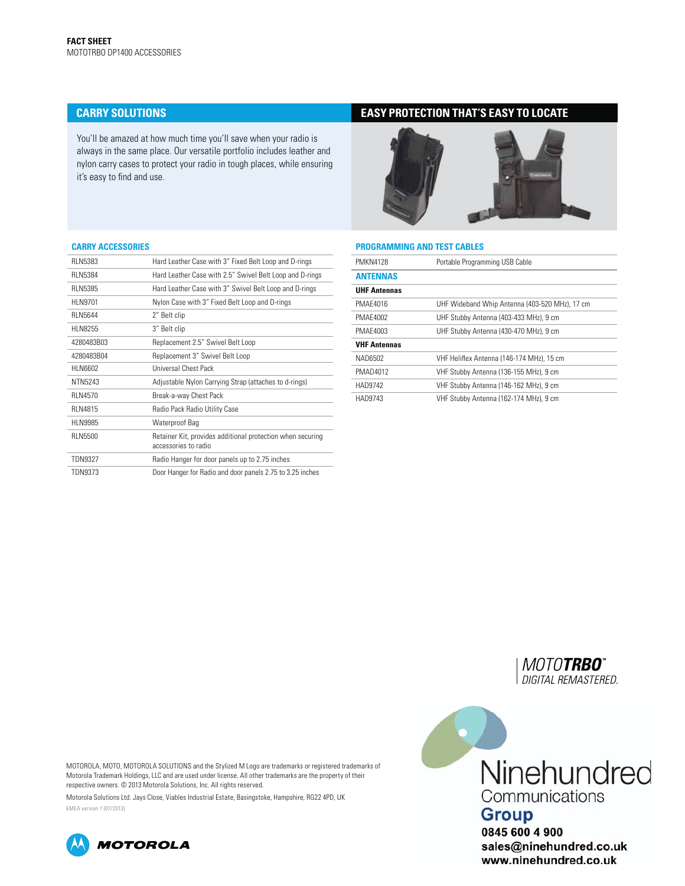**FACT SHEET**
MOTOTRBO DP1400 ACCESSORIES

## CARRY SOLUTIONS

You'll be amazed at how much time you'll save when your radio is always in the same place. Our versatile portfolio includes leather and nylon carry cases to protect your radio in tough places, while ensuring it's easy to find and use.

## EASY PROTECTION THAT'S EASY TO LOCATE

### CARRY ACCESSORIES

| | |
|---|---|
| RLN5383 | Hard Leather Case with 3" Fixed Belt Loop and D-rings |
| RLN5384 | Hard Leather Case with 2.5" Swivel Belt Loop and D-rings |
| RLN5385 | Hard Leather Case with 3" Swivel Belt Loop and D-rings |
| HLN9701 | Nylon Case with 3" Fixed Belt Loop and D-rings |
| RLN5644 | 2" Belt clip |
| HLN8255 | 3" Belt clip |
| 4280483B03 | Replacement 2.5" Swivel Belt Loop |
| 4280483B04 | Replacement 3" Swivel Belt Loop |
| HLN6602 | Universal Chest Pack |
| NTN5243 | Adjustable Nylon Carrying Strap (attaches to d-rings) |
| RLN4570 | Break-a-way Chest Pack |
| RLN4815 | Radio Pack Radio Utility Case |
| HLN9985 | Waterproof Bag |
| RLN5500 | Retainer Kit, provides additional protection when securing accessories to radio |
| TDN9327 | Radio Hanger for door panels up to 2.75 inches |
| TDN9373 | Door Hanger for Radio and door panels 2.75 to 3.25 inches |

### PROGRAMMING AND TEST CABLES

| | |
|---|---|
| PMKN4128 | Portable Programming USB Cable |

### ANTENNAS

| | |
|---|---|
| **UHF Antennas** | |
| PMAE4016 | UHF Wideband Whip Antenna (403-520 MHz), 17 cm |
| PMAE4002 | UHF Stubby Antenna (403-433 MHz), 9 cm |
| PMAE4003 | UHF Stubby Antenna (430-470 MHz), 9 cm |
| **VHF Antennas** | |
| NAD6502 | VHF Heliflex Antenna (146-174 MHz), 15 cm |
| PMAD4012 | VHF Stubby Antenna (136-155 MHz), 9 cm |
| HAD9742 | VHF Stubby Antenna (146-162 MHz), 9 cm |
| HAD9743 | VHF Stubby Antenna (162-174 MHz), 9 cm |

MOTOTRBO™ DIGITAL REMASTERED.

MOTOROLA, MOTO, MOTOROLA SOLUTIONS and the Stylized M Logo are trademarks or registered trademarks of Motorola Trademark Holdings, LLC and are used under license. All other trademarks are the property of their respective owners. © 2013 Motorola Solutions, Inc. All rights reserved.

Motorola Solutions Ltd. Jays Close, Viables Industrial Estate, Basingstoke, Hampshire, RG22 4PD, UK

EMEA version 1 (07/2013)

MOTOROLA

Ninehundred Communications Group
0845 600 4 900
sales@ninehundred.co.uk
www.ninehundred.co.uk